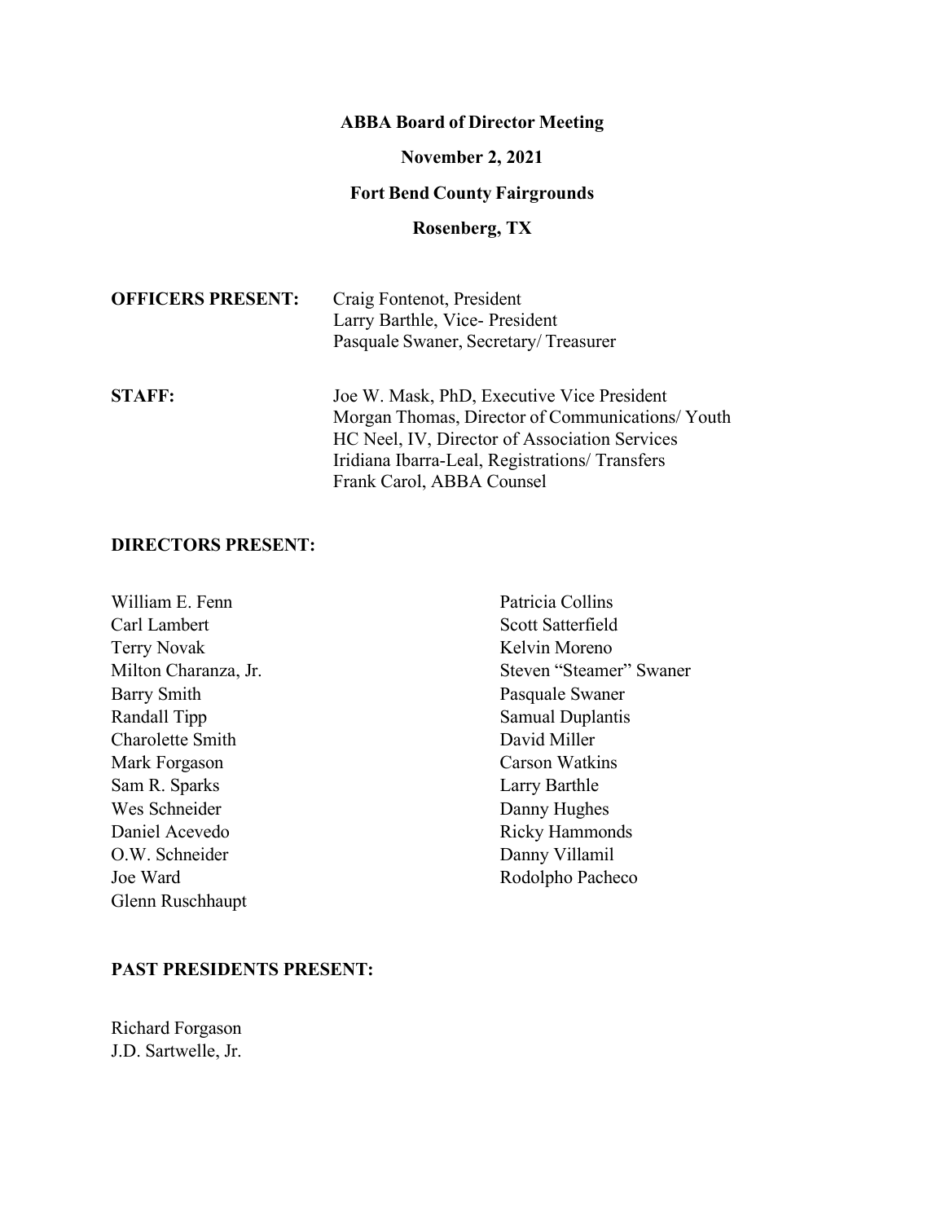# ABBA Board of Director Meeting

**November 2, 2021**

**Fort Bend County Fairgrounds**

**Rosenberg, TX**

**OFFICERS PRESENT:**

Craig Fontenot, President
Larry Barthle, Vice- President
Pasquale Swaner, Secretary/ Treasurer

**STAFF:**

Joe W. Mask, PhD, Executive Vice President
Morgan Thomas, Director of Communications/ Youth
HC Neel, IV, Director of Association Services
Iridiana Ibarra-Leal, Registrations/ Transfers
Frank Carol, ABBA Counsel

## DIRECTORS PRESENT:

William E. Fenn
Carl Lambert
Terry Novak
Milton Charanza, Jr.
Barry Smith
Randall Tipp
Charolette Smith
Mark Forgason
Sam R. Sparks
Wes Schneider
Daniel Acevedo
O.W. Schneider
Joe Ward
Glenn Ruschhaupt
Patricia Collins
Scott Satterfield
Kelvin Moreno
Steven "Steamer" Swaner
Pasquale Swaner
Samual Duplantis
David Miller
Carson Watkins
Larry Barthle
Danny Hughes
Ricky Hammonds
Danny Villamil
Rodolpho Pacheco

## PAST PRESIDENTS PRESENT:

Richard Forgason
J.D. Sartwelle, Jr.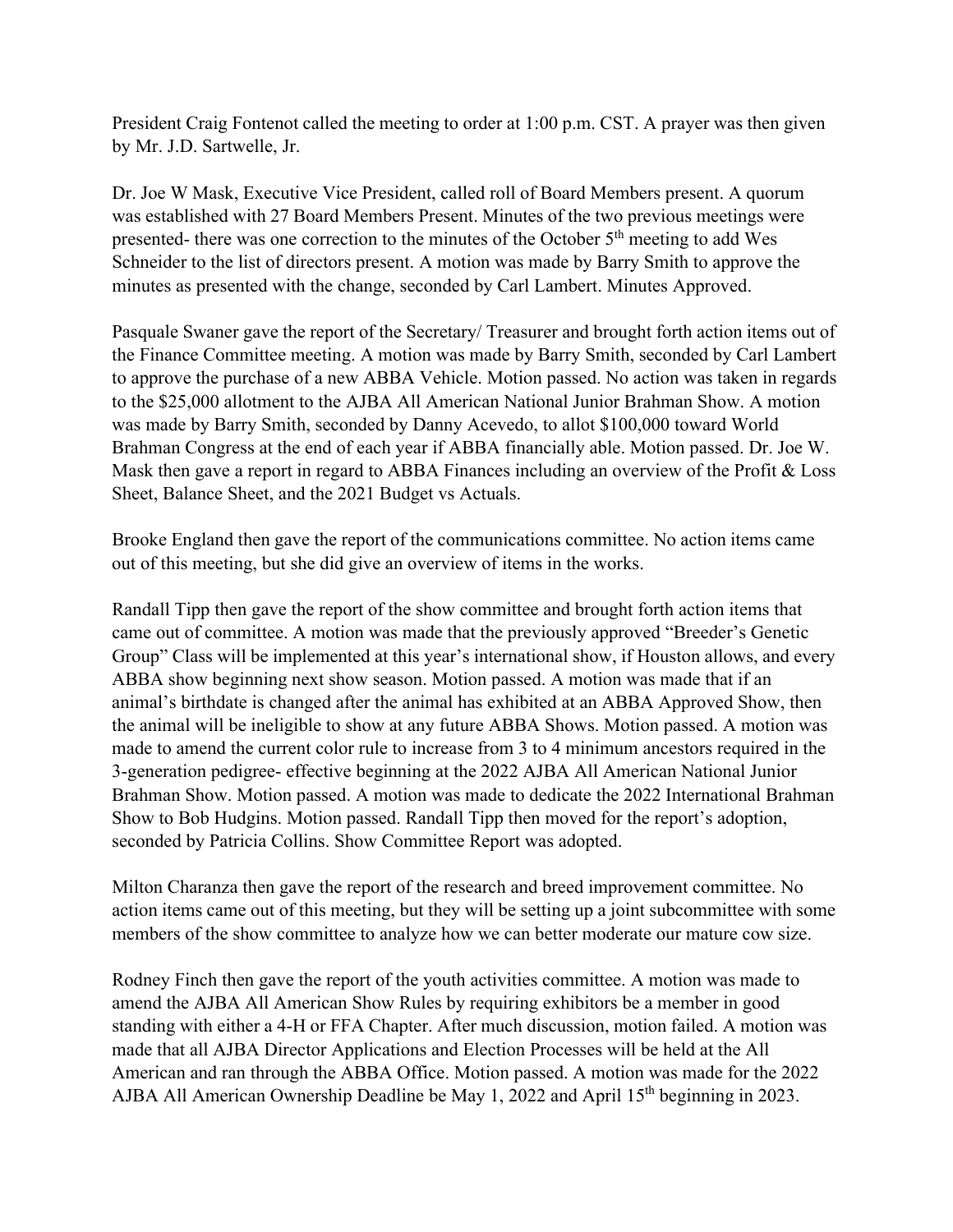President Craig Fontenot called the meeting to order at 1:00 p.m. CST. A prayer was then given by Mr. J.D. Sartwelle, Jr.

Dr. Joe W Mask, Executive Vice President, called roll of Board Members present. A quorum was established with 27 Board Members Present. Minutes of the two previous meetings were presented- there was one correction to the minutes of the October 5th meeting to add Wes Schneider to the list of directors present. A motion was made by Barry Smith to approve the minutes as presented with the change, seconded by Carl Lambert. Minutes Approved.

Pasquale Swaner gave the report of the Secretary/ Treasurer and brought forth action items out of the Finance Committee meeting. A motion was made by Barry Smith, seconded by Carl Lambert to approve the purchase of a new ABBA Vehicle. Motion passed. No action was taken in regards to the $25,000 allotment to the AJBA All American National Junior Brahman Show. A motion was made by Barry Smith, seconded by Danny Acevedo, to allot $100,000 toward World Brahman Congress at the end of each year if ABBA financially able. Motion passed. Dr. Joe W. Mask then gave a report in regard to ABBA Finances including an overview of the Profit & Loss Sheet, Balance Sheet, and the 2021 Budget vs Actuals.

Brooke England then gave the report of the communications committee. No action items came out of this meeting, but she did give an overview of items in the works.

Randall Tipp then gave the report of the show committee and brought forth action items that came out of committee. A motion was made that the previously approved "Breeder's Genetic Group" Class will be implemented at this year's international show, if Houston allows, and every ABBA show beginning next show season. Motion passed. A motion was made that if an animal's birthdate is changed after the animal has exhibited at an ABBA Approved Show, then the animal will be ineligible to show at any future ABBA Shows. Motion passed. A motion was made to amend the current color rule to increase from 3 to 4 minimum ancestors required in the 3-generation pedigree- effective beginning at the 2022 AJBA All American National Junior Brahman Show. Motion passed. A motion was made to dedicate the 2022 International Brahman Show to Bob Hudgins. Motion passed. Randall Tipp then moved for the report's adoption, seconded by Patricia Collins. Show Committee Report was adopted.

Milton Charanza then gave the report of the research and breed improvement committee. No action items came out of this meeting, but they will be setting up a joint subcommittee with some members of the show committee to analyze how we can better moderate our mature cow size.

Rodney Finch then gave the report of the youth activities committee. A motion was made to amend the AJBA All American Show Rules by requiring exhibitors be a member in good standing with either a 4-H or FFA Chapter. After much discussion, motion failed. A motion was made that all AJBA Director Applications and Election Processes will be held at the All American and ran through the ABBA Office. Motion passed. A motion was made for the 2022 AJBA All American Ownership Deadline be May 1, 2022 and April 15th beginning in 2023.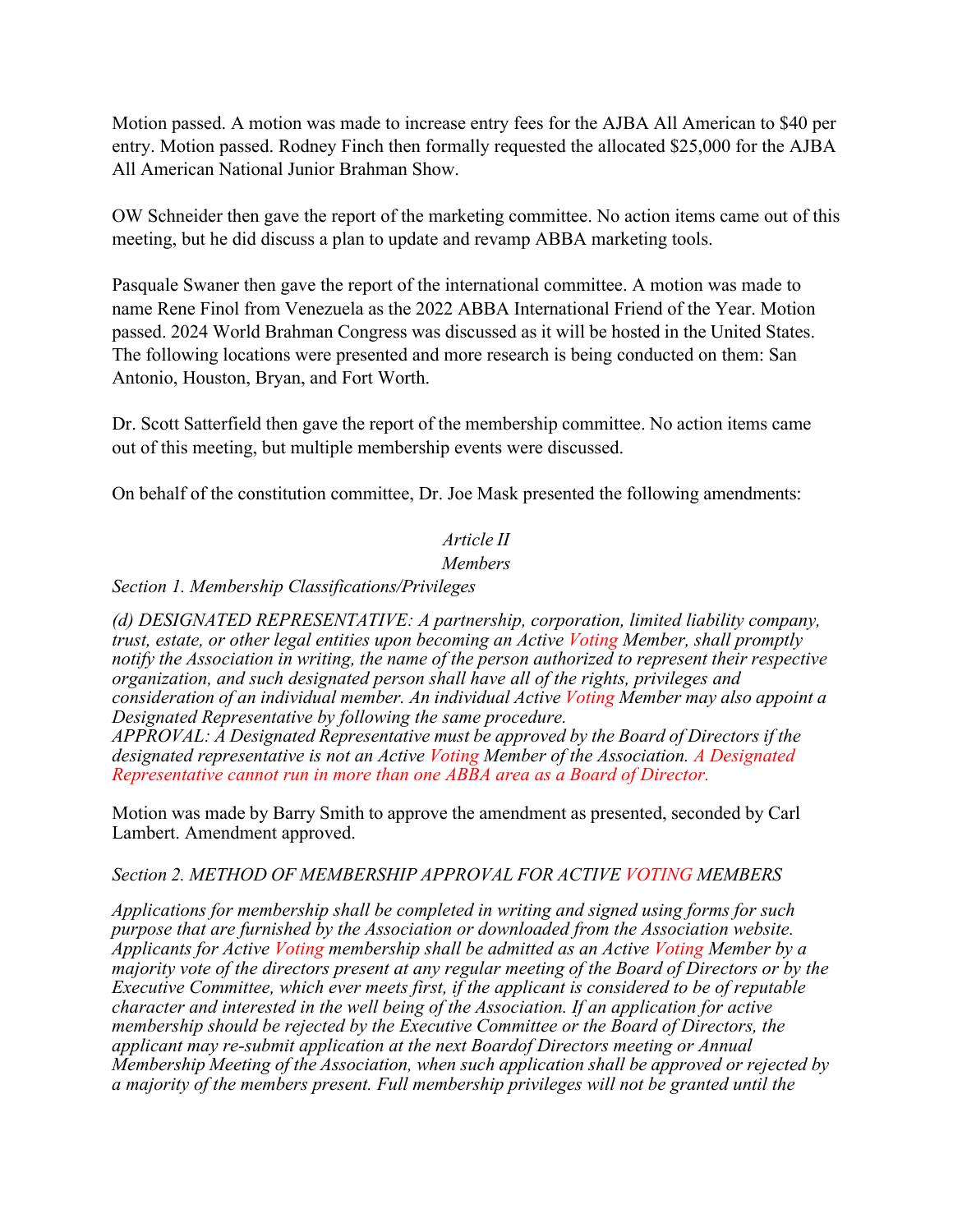Motion passed. A motion was made to increase entry fees for the AJBA All American to $40 per entry. Motion passed. Rodney Finch then formally requested the allocated $25,000 for the AJBA All American National Junior Brahman Show.

OW Schneider then gave the report of the marketing committee. No action items came out of this meeting, but he did discuss a plan to update and revamp ABBA marketing tools.

Pasquale Swaner then gave the report of the international committee. A motion was made to name Rene Finol from Venezuela as the 2022 ABBA International Friend of the Year. Motion passed. 2024 World Brahman Congress was discussed as it will be hosted in the United States. The following locations were presented and more research is being conducted on them: San Antonio, Houston, Bryan, and Fort Worth.

Dr. Scott Satterfield then gave the report of the membership committee. No action items came out of this meeting, but multiple membership events were discussed.

On behalf of the constitution committee, Dr. Joe Mask presented the following amendments:

*Article II*

*Members*

*Section 1. Membership Classifications/Privileges*

*(d) DESIGNATED REPRESENTATIVE: A partnership, corporation, limited liability company, trust, estate, or other legal entities upon becoming an Active Voting Member, shall promptly notify the Association in writing, the name of the person authorized to represent their respective organization, and such designated person shall have all of the rights, privileges and consideration of an individual member. An individual Active Voting Member may also appoint a Designated Representative by following the same procedure.*
*APPROVAL: A Designated Representative must be approved by the Board of Directors if the designated representative is not an Active Voting Member of the Association. A Designated Representative cannot run in more than one ABBA area as a Board of Director.*

Motion was made by Barry Smith to approve the amendment as presented, seconded by Carl Lambert. Amendment approved.

*Section 2. METHOD OF MEMBERSHIP APPROVAL FOR ACTIVE VOTING MEMBERS*

*Applications for membership shall be completed in writing and signed using forms for such purpose that are furnished by the Association or downloaded from the Association website. Applicants for Active Voting membership shall be admitted as an Active Voting Member by a majority vote of the directors present at any regular meeting of the Board of Directors or by the Executive Committee, which ever meets first, if the applicant is considered to be of reputable character and interested in the well being of the Association. If an application for active membership should be rejected by the Executive Committee or the Board of Directors, the applicant may re-submit application at the next Boardof Directors meeting or Annual Membership Meeting of the Association, when such application shall be approved or rejected by a majority of the members present. Full membership privileges will not be granted until the*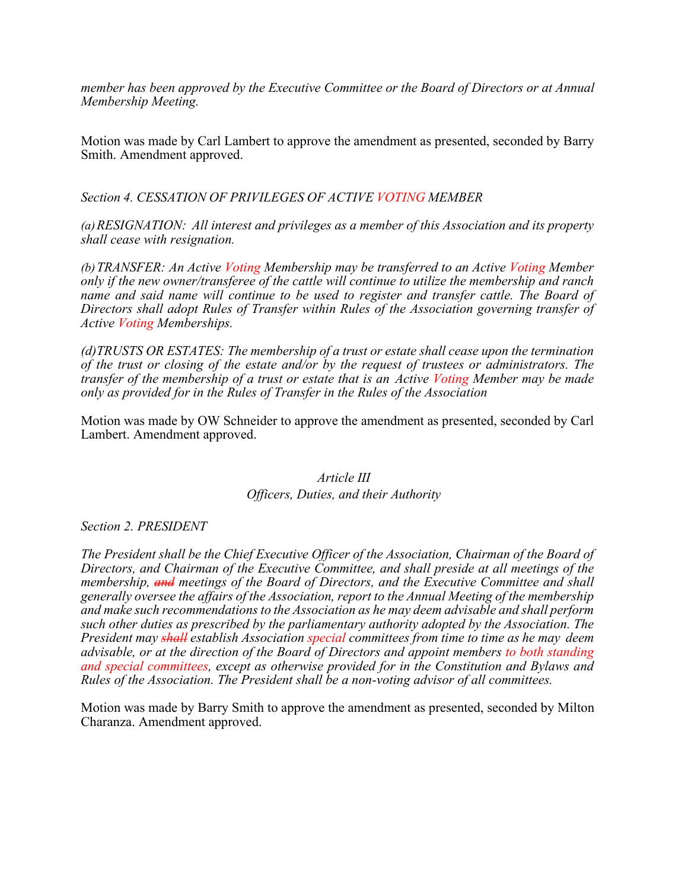*member has been approved by the Executive Committee or the Board of Directors or at Annual Membership Meeting.*

Motion was made by Carl Lambert to approve the amendment as presented, seconded by Barry Smith. Amendment approved.

*Section 4. CESSATION OF PRIVILEGES OF ACTIVE VOTING MEMBER*

*(a) RESIGNATION: All interest and privileges as a member of this Association and its property shall cease with resignation.*

*(b) TRANSFER: An Active Voting Membership may be transferred to an Active Voting Member only if the new owner/transferee of the cattle will continue to utilize the membership and ranch name and said name will continue to be used to register and transfer cattle. The Board of Directors shall adopt Rules of Transfer within Rules of the Association governing transfer of Active Voting Memberships.*

*(d) TRUSTS OR ESTATES: The membership of a trust or estate shall cease upon the termination of the trust or closing of the estate and/or by the request of trustees or administrators. The transfer of the membership of a trust or estate that is an Active Voting Member may be made only as provided for in the Rules of Transfer in the Rules of the Association*

Motion was made by OW Schneider to approve the amendment as presented, seconded by Carl Lambert. Amendment approved.

*Article III*
*Officers, Duties, and their Authority*

*Section 2. PRESIDENT*

*The President shall be the Chief Executive Officer of the Association, Chairman of the Board of Directors, and Chairman of the Executive Committee, and shall preside at all meetings of the membership, ~~and~~ meetings of the Board of Directors, and the Executive Committee and shall generally oversee the affairs of the Association, report to the Annual Meeting of the membership and make such recommendations to the Association as he may deem advisable and shall perform such other duties as prescribed by the parliamentary authority adopted by the Association. The President may ~~shall~~ establish Association special committees from time to time as he may deem advisable, or at the direction of the Board of Directors and appoint members to both standing and special committees, except as otherwise provided for in the Constitution and Bylaws and Rules of the Association. The President shall be a non-voting advisor of all committees.*

Motion was made by Barry Smith to approve the amendment as presented, seconded by Milton Charanza. Amendment approved.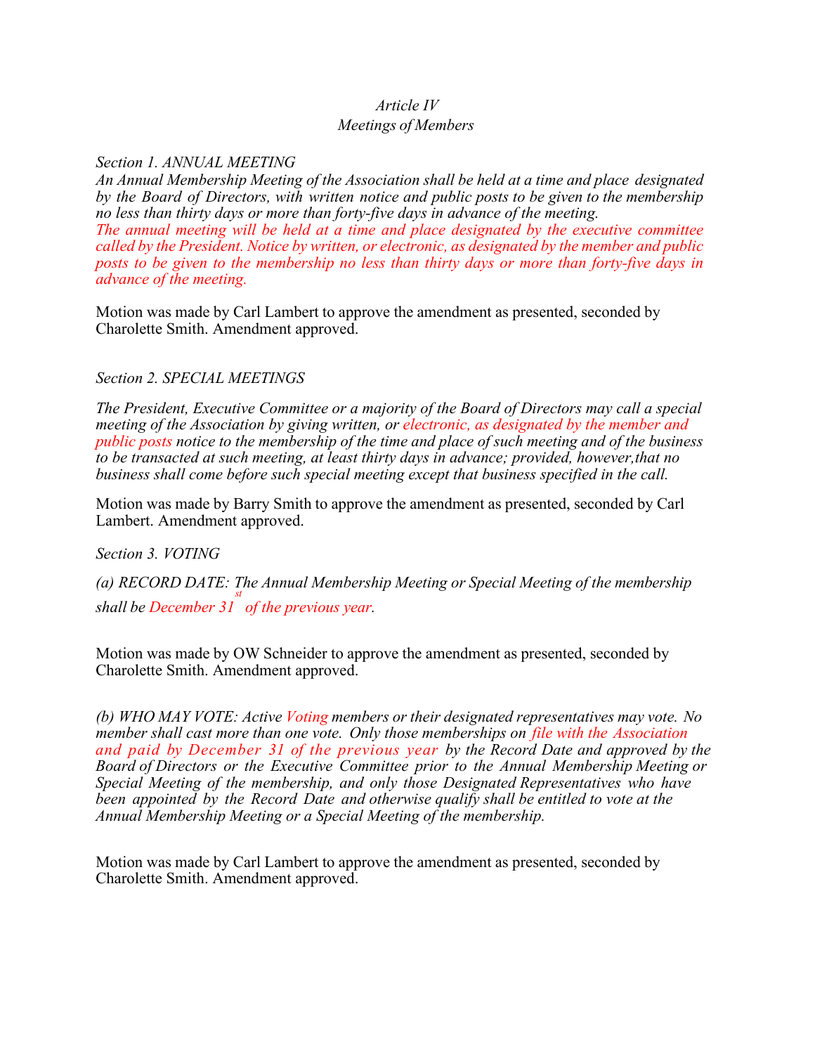*Article IV*
*Meetings of Members*

*Section 1. ANNUAL MEETING*
*An Annual Membership Meeting of the Association shall be held at a time and place designated by the Board of Directors, with written notice and public posts to be given to the membership no less than thirty days or more than forty-five days in advance of the meeting.*
*The annual meeting will be held at a time and place designated by the executive committee called by the President. Notice by written, or electronic, as designated by the member and public posts to be given to the membership no less than thirty days or more than forty-five days in advance of the meeting.*

Motion was made by Carl Lambert to approve the amendment as presented, seconded by Charolette Smith. Amendment approved.

*Section 2. SPECIAL MEETINGS*

*The President, Executive Committee or a majority of the Board of Directors may call a special meeting of the Association by giving written, or electronic, as designated by the member and public posts notice to the membership of the time and place of such meeting and of the business to be transacted at such meeting, at least thirty days in advance; provided, however,that no business shall come before such special meeting except that business specified in the call.*

Motion was made by Barry Smith to approve the amendment as presented, seconded by Carl Lambert. Amendment approved.

*Section 3. VOTING*

*(a) RECORD DATE: The Annual Membership Meeting or Special Meeting of the membership shall be December 31st of the previous year.*

Motion was made by OW Schneider to approve the amendment as presented, seconded by Charolette Smith. Amendment approved.

*(b) WHO MAY VOTE: Active Voting members or their designated representatives may vote. No member shall cast more than one vote. Only those memberships on file with the Association and paid by December 31 of the previous year by the Record Date and approved by the Board of Directors or the Executive Committee prior to the Annual Membership Meeting or Special Meeting of the membership, and only those Designated Representatives who have been appointed by the Record Date and otherwise qualify shall be entitled to vote at the Annual Membership Meeting or a Special Meeting of the membership.*

Motion was made by Carl Lambert to approve the amendment as presented, seconded by Charolette Smith. Amendment approved.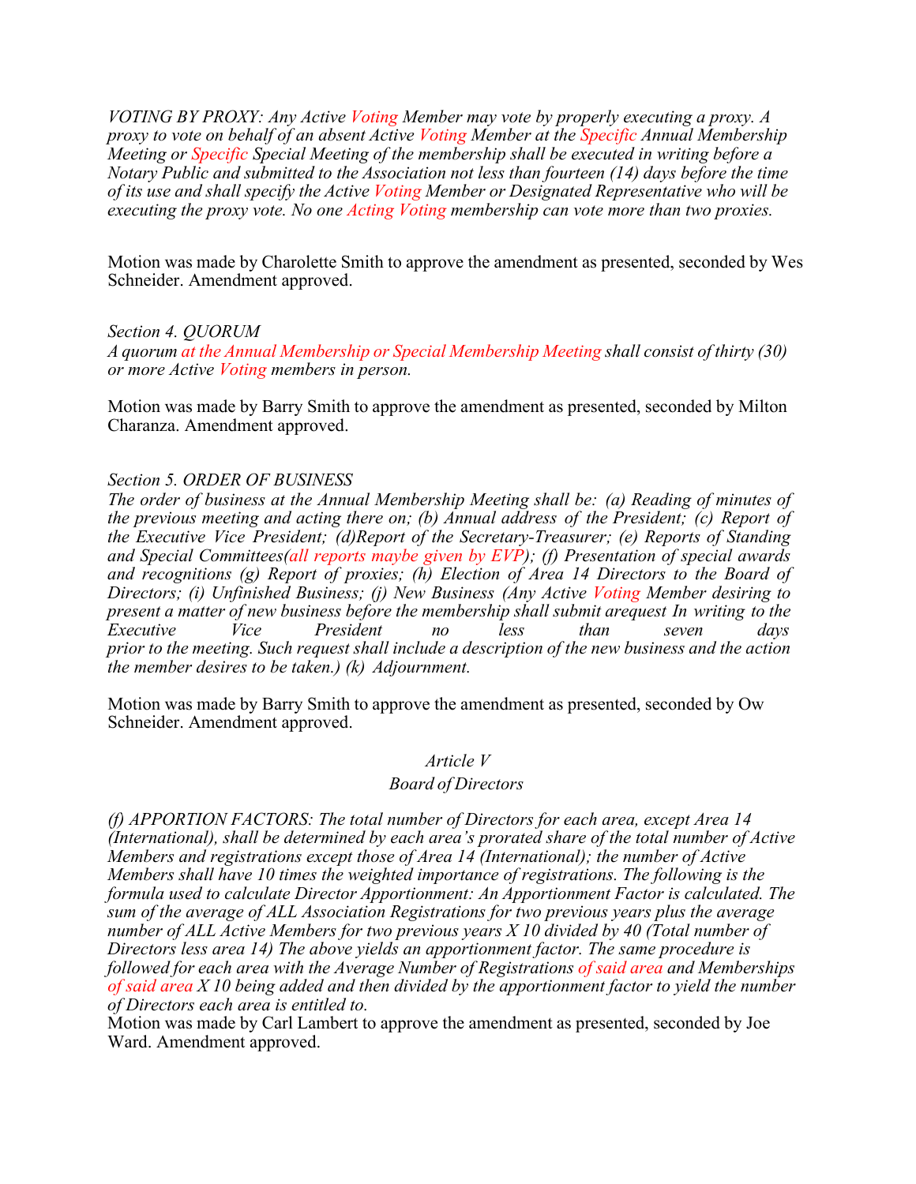*VOTING BY PROXY: Any Active Voting Member may vote by properly executing a proxy. A proxy to vote on behalf of an absent Active Voting Member at the Specific Annual Membership Meeting or Specific Special Meeting of the membership shall be executed in writing before a Notary Public and submitted to the Association not less than fourteen (14) days before the time of its use and shall specify the Active Voting Member or Designated Representative who will be executing the proxy vote. No one Acting Voting membership can vote more than two proxies.*

Motion was made by Charolette Smith to approve the amendment as presented, seconded by Wes Schneider. Amendment approved.

*Section 4. QUORUM*
*A quorum at the Annual Membership or Special Membership Meeting shall consist of thirty (30) or more Active Voting members in person.*

Motion was made by Barry Smith to approve the amendment as presented, seconded by Milton Charanza. Amendment approved.

*Section 5. ORDER OF BUSINESS*
*The order of business at the Annual Membership Meeting shall be: (a) Reading of minutes of the previous meeting and acting there on; (b) Annual address of the President; (c) Report of the Executive Vice President; (d)Report of the Secretary-Treasurer; (e) Reports of Standing and Special Committees(all reports maybe given by EVP); (f) Presentation of special awards and recognitions (g) Report of proxies; (h) Election of Area 14 Directors to the Board of Directors; (i) Unfinished Business; (j) New Business (Any Active Voting Member desiring to present a matter of new business before the membership shall submit arequest In writing to the Executive Vice President no less than seven days prior to the meeting. Such request shall include a description of the new business and the action the member desires to be taken.) (k) Adjournment.*

Motion was made by Barry Smith to approve the amendment as presented, seconded by Ow Schneider. Amendment approved.

*Article V*
*Board of Directors*

*(f) APPORTION FACTORS: The total number of Directors for each area, except Area 14 (International), shall be determined by each area's prorated share of the total number of Active Members and registrations except those of Area 14 (International); the number of Active Members shall have 10 times the weighted importance of registrations. The following is the formula used to calculate Director Apportionment: An Apportionment Factor is calculated. The sum of the average of ALL Association Registrations for two previous years plus the average number of ALL Active Members for two previous years X 10 divided by 40 (Total number of Directors less area 14) The above yields an apportionment factor. The same procedure is followed for each area with the Average Number of Registrations of said area and Memberships of said area X 10 being added and then divided by the apportionment factor to yield the number of Directors each area is entitled to.*

Motion was made by Carl Lambert to approve the amendment as presented, seconded by Joe Ward. Amendment approved.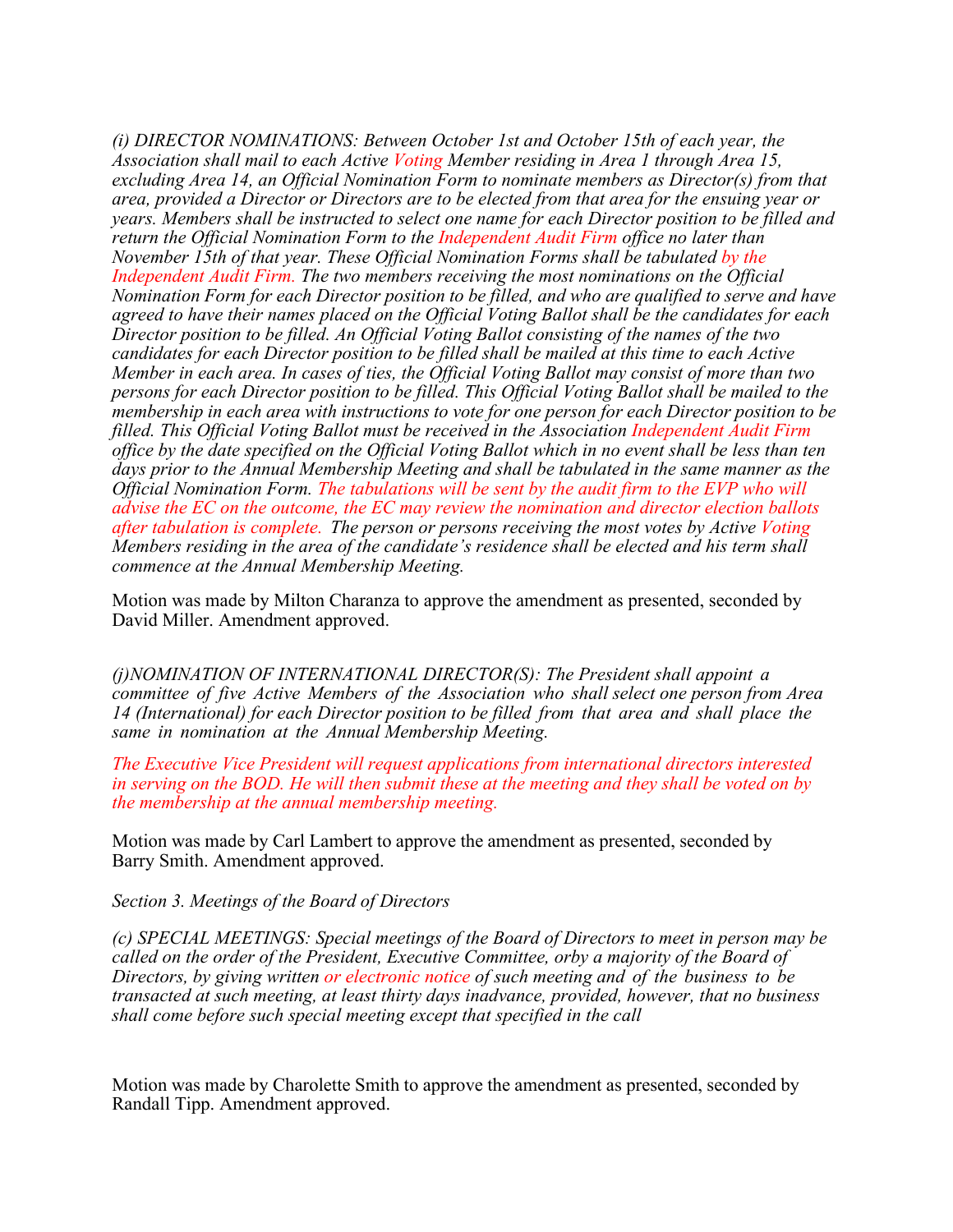*(i) DIRECTOR NOMINATIONS: Between October 1st and October 15th of each year, the Association shall mail to each Active Voting Member residing in Area 1 through Area 15, excluding Area 14, an Official Nomination Form to nominate members as Director(s) from that area, provided a Director or Directors are to be elected from that area for the ensuing year or years. Members shall be instructed to select one name for each Director position to be filled and return the Official Nomination Form to the Independent Audit Firm office no later than November 15th of that year. These Official Nomination Forms shall be tabulated by the Independent Audit Firm. The two members receiving the most nominations on the Official Nomination Form for each Director position to be filled, and who are qualified to serve and have agreed to have their names placed on the Official Voting Ballot shall be the candidates for each Director position to be filled. An Official Voting Ballot consisting of the names of the two candidates for each Director position to be filled shall be mailed at this time to each Active Member in each area. In cases of ties, the Official Voting Ballot may consist of more than two persons for each Director position to be filled. This Official Voting Ballot shall be mailed to the membership in each area with instructions to vote for one person for each Director position to be filled. This Official Voting Ballot must be received in the Association Independent Audit Firm office by the date specified on the Official Voting Ballot which in no event shall be less than ten days prior to the Annual Membership Meeting and shall be tabulated in the same manner as the Official Nomination Form. The tabulations will be sent by the audit firm to the EVP who will advise the EC on the outcome, the EC may review the nomination and director election ballots after tabulation is complete. The person or persons receiving the most votes by Active Voting Members residing in the area of the candidate's residence shall be elected and his term shall commence at the Annual Membership Meeting.*

Motion was made by Milton Charanza to approve the amendment as presented, seconded by David Miller. Amendment approved.

*(j)NOMINATION OF INTERNATIONAL DIRECTOR(S): The President shall appoint a committee of five Active Members of the Association who shall select one person from Area 14 (International) for each Director position to be filled from that area and shall place the same in nomination at the Annual Membership Meeting.*

*The Executive Vice President will request applications from international directors interested in serving on the BOD. He will then submit these at the meeting and they shall be voted on by the membership at the annual membership meeting.*

Motion was made by Carl Lambert to approve the amendment as presented, seconded by Barry Smith. Amendment approved.

*Section 3. Meetings of the Board of Directors*

*(c) SPECIAL MEETINGS: Special meetings of the Board of Directors to meet in person may be called on the order of the President, Executive Committee, orby a majority of the Board of Directors, by giving written or electronic notice of such meeting and of the business to be transacted at such meeting, at least thirty days inadvance, provided, however, that no business shall come before such special meeting except that specified in the call*

Motion was made by Charolette Smith to approve the amendment as presented, seconded by Randall Tipp. Amendment approved.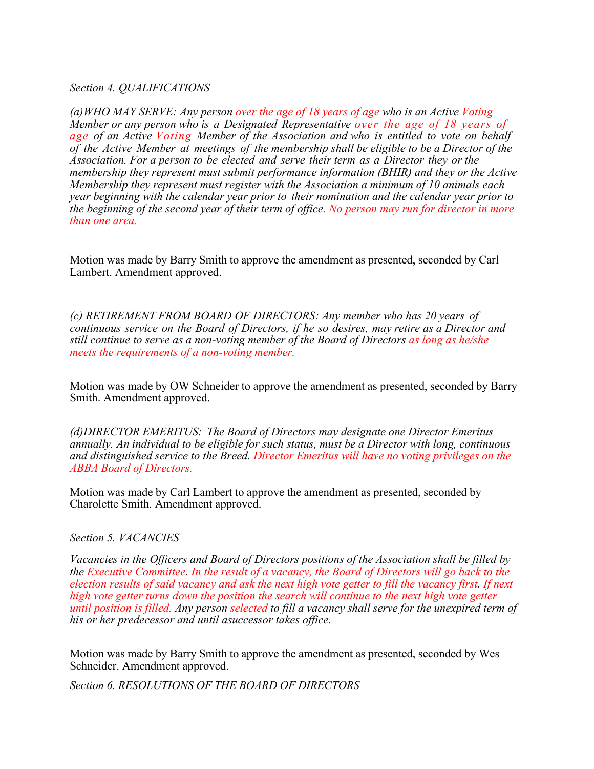*Section 4. QUALIFICATIONS*

*(a)WHO MAY SERVE: Any person over the age of 18 years of age who is an Active Voting Member or any person who is a Designated Representative over the age of 18 years of age of an Active Voting Member of the Association and who is entitled to vote on behalf of the Active Member at meetings of the membership shall be eligible to be a Director of the Association. For a person to be elected and serve their term as a Director they or the membership they represent must submit performance information (BHIR) and they or the Active Membership they represent must register with the Association a minimum of 10 animals each year beginning with the calendar year prior to their nomination and the calendar year prior to the beginning of the second year of their term of office. No person may run for director in more than one area.*

Motion was made by Barry Smith to approve the amendment as presented, seconded by Carl Lambert. Amendment approved.

*(c) RETIREMENT FROM BOARD OF DIRECTORS: Any member who has 20 years of continuous service on the Board of Directors, if he so desires, may retire as a Director and still continue to serve as a non-voting member of the Board of Directors as long as he/she meets the requirements of a non-voting member.*

Motion was made by OW Schneider to approve the amendment as presented, seconded by Barry Smith. Amendment approved.

*(d)DIRECTOR EMERITUS: The Board of Directors may designate one Director Emeritus annually. An individual to be eligible for such status, must be a Director with long, continuous and distinguished service to the Breed. Director Emeritus will have no voting privileges on the ABBA Board of Directors.*

Motion was made by Carl Lambert to approve the amendment as presented, seconded by Charolette Smith. Amendment approved.

*Section 5. VACANCIES*

*Vacancies in the Officers and Board of Directors positions of the Association shall be filled by the Executive Committee. In the result of a vacancy, the Board of Directors will go back to the election results of said vacancy and ask the next high vote getter to fill the vacancy first. If next high vote getter turns down the position the search will continue to the next high vote getter until position is filled. Any person selected to fill a vacancy shall serve for the unexpired term of his or her predecessor and until asuccessor takes office.*

Motion was made by Barry Smith to approve the amendment as presented, seconded by Wes Schneider. Amendment approved.

*Section 6. RESOLUTIONS OF THE BOARD OF DIRECTORS*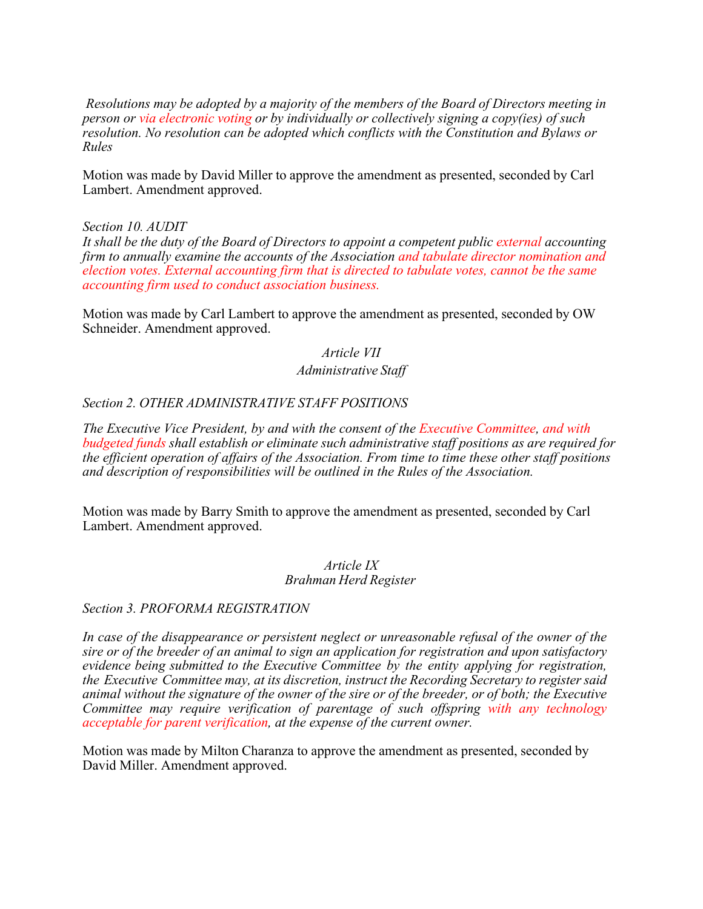*Resolutions may be adopted by a majority of the members of the Board of Directors meeting in person or via electronic voting or by individually or collectively signing a copy(ies) of such resolution. No resolution can be adopted which conflicts with the Constitution and Bylaws or Rules*

Motion was made by David Miller to approve the amendment as presented, seconded by Carl Lambert. Amendment approved.

*Section 10. AUDIT*

*It shall be the duty of the Board of Directors to appoint a competent public external accounting firm to annually examine the accounts of the Association and tabulate director nomination and election votes. External accounting firm that is directed to tabulate votes, cannot be the same accounting firm used to conduct association business.*

Motion was made by Carl Lambert to approve the amendment as presented, seconded by OW Schneider. Amendment approved.

*Article VII*

*Administrative Staff*

*Section 2. OTHER ADMINISTRATIVE STAFF POSITIONS*

*The Executive Vice President, by and with the consent of the Executive Committee, and with budgeted funds shall establish or eliminate such administrative staff positions as are required for the efficient operation of affairs of the Association. From time to time these other staff positions and description of responsibilities will be outlined in the Rules of the Association.*

Motion was made by Barry Smith to approve the amendment as presented, seconded by Carl Lambert. Amendment approved.

*Article IX*

*Brahman Herd Register*

*Section 3. PROFORMA REGISTRATION*

*In case of the disappearance or persistent neglect or unreasonable refusal of the owner of the sire or of the breeder of an animal to sign an application for registration and upon satisfactory evidence being submitted to the Executive Committee by the entity applying for registration, the Executive Committee may, at its discretion, instruct the Recording Secretary to register said animal without the signature of the owner of the sire or of the breeder, or of both; the Executive Committee may require verification of parentage of such offspring with any technology acceptable for parent verification, at the expense of the current owner.*

Motion was made by Milton Charanza to approve the amendment as presented, seconded by David Miller. Amendment approved.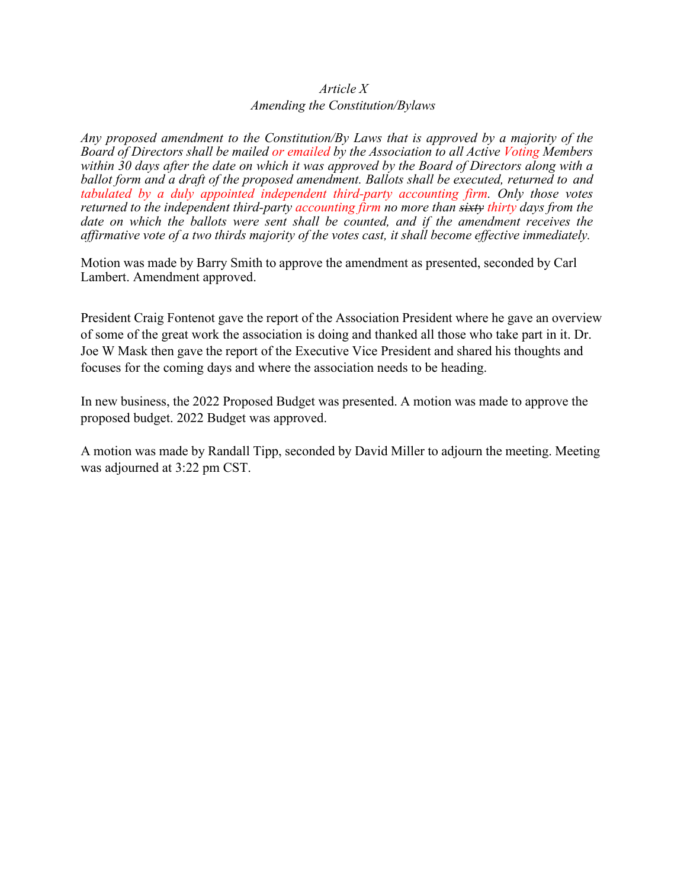*Article X*
*Amending the Constitution/Bylaws*

*Any proposed amendment to the Constitution/By Laws that is approved by a majority of the Board of Directors shall be mailed or emailed by the Association to all Active Voting Members within 30 days after the date on which it was approved by the Board of Directors along with a ballot form and a draft of the proposed amendment. Ballots shall be executed, returned to and tabulated by a duly appointed independent third-party accounting firm. Only those votes returned to the independent third-party accounting firm no more than ~~sixty~~ thirty days from the date on which the ballots were sent shall be counted, and if the amendment receives the affirmative vote of a two thirds majority of the votes cast, it shall become effective immediately.*

Motion was made by Barry Smith to approve the amendment as presented, seconded by Carl Lambert. Amendment approved.

President Craig Fontenot gave the report of the Association President where he gave an overview of some of the great work the association is doing and thanked all those who take part in it. Dr. Joe W Mask then gave the report of the Executive Vice President and shared his thoughts and focuses for the coming days and where the association needs to be heading.

In new business, the 2022 Proposed Budget was presented. A motion was made to approve the proposed budget. 2022 Budget was approved.

A motion was made by Randall Tipp, seconded by David Miller to adjourn the meeting. Meeting was adjourned at 3:22 pm CST.